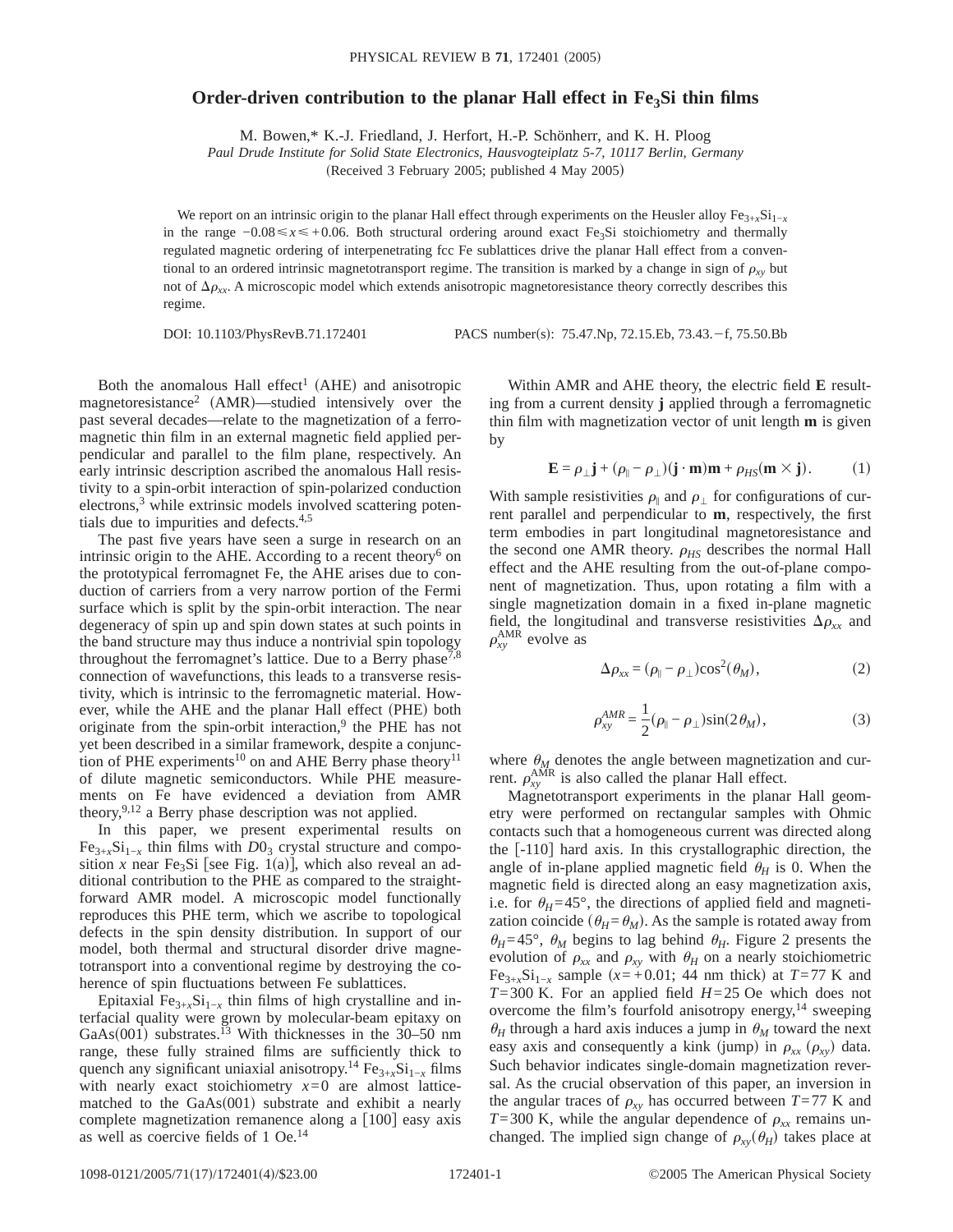# Order-driven contribution to the planar Hall effect in $Fe_3Si$ thin films

M. Bowen,* K.-J. Friedland, J. Herfort, H.-P. Schönherr, and K. H. Ploog

*Paul Drude Institute for Solid State Electronics, Hausvogteiplatz 5-7, 10117 Berlin, Germany*

(Received 3 February 2005; published 4 May 2005)

We report on an intrinsic origin to the planar Hall effect through experiments on the Heusler alloy $Fe_{3+x}Si_{1-x}$ in the range $-0.08 \leqslant x \leqslant +0.06$. Both structural ordering around exact $Fe_3Si$ stoichiometry and thermally regulated magnetic ordering of interpenetrating fcc Fe sublattices drive the planar Hall effect from a conventional to an ordered intrinsic magnetotransport regime. The transition is marked by a change in sign of $\rho_{xy}$ but not of $\Delta\rho_{xx}$. A microscopic model which extends anisotropic magnetoresistance theory correctly describes this regime.

DOI: 10.1103/PhysRevB.71.172401 PACS number(s): 75.47.Np, 72.15.Eb, 73.43.−f, 75.50.Bb

Both the anomalous Hall effect[1] (AHE) and anisotropic magnetoresistance[2] (AMR)—studied intensively over the past several decades—relate to the magnetization of a ferromagnetic thin film in an external magnetic field applied perpendicular and parallel to the film plane, respectively. An early intrinsic description ascribed the anomalous Hall resistivity to a spin-orbit interaction of spin-polarized conduction electrons,[3] while extrinsic models involved scattering potentials due to impurities and defects.[4,5]

The past five years have seen a surge in research on an intrinsic origin to the AHE. According to a recent theory[6] on the prototypical ferromagnet Fe, the AHE arises due to conduction of carriers from a very narrow portion of the Fermi surface which is split by the spin-orbit interaction. The near degeneracy of spin up and spin down states at such points in the band structure may thus induce a nontrivial spin topology throughout the ferromagnet's lattice. Due to a Berry phase[7,8] connection of wavefunctions, this leads to a transverse resistivity, which is intrinsic to the ferromagnetic material. However, while the AHE and the planar Hall effect (PHE) both originate from the spin-orbit interaction,[9] the PHE has not yet been described in a similar framework, despite a conjunction of PHE experiments[10] on and AHE Berry phase theory[11] of dilute magnetic semiconductors. While PHE measurements on Fe have evidenced a deviation from AMR theory,[9,12] a Berry phase description was not applied.

In this paper, we present experimental results on $Fe_{3+x}Si_{1-x}$ thin films with $D0_3$ crystal structure and composition $x$ near $Fe_3Si$ [see Fig. 1(a)], which also reveal an additional contribution to the PHE as compared to the straightforward AMR model. A microscopic model functionally reproduces this PHE term, which we ascribe to topological defects in the spin density distribution. In support of our model, both thermal and structural disorder drive magnetotransport into a conventional regime by destroying the coherence of spin fluctuations between Fe sublattices.

Epitaxial $Fe_{3+x}Si_{1-x}$ thin films of high crystalline and interfacial quality were grown by molecular-beam epitaxy on GaAs(001) substrates.[13] With thicknesses in the 30–50 nm range, these fully strained films are sufficiently thick to quench any significant uniaxial anisotropy.[14] $Fe_{3+x}Si_{1-x}$ films with nearly exact stoichiometry $x=0$ are almost lattice-matched to the GaAs(001) substrate and exhibit a nearly complete magnetization remanence along a [100] easy axis as well as coercive fields of 1 Oe.[14]

Within AMR and AHE theory, the electric field $\mathbf{E}$ resulting from a current density $\mathbf{j}$ applied through a ferromagnetic thin film with magnetization vector of unit length $\mathbf{m}$ is given by

$$\mathbf{E} = \rho_{\perp}\mathbf{j} + (\rho_{\parallel} - \rho_{\perp})(\mathbf{j}\cdot\mathbf{m})\mathbf{m} + \rho_{HS}(\mathbf{m}\times\mathbf{j}). \tag{1}$$

With sample resistivities $\rho_{\parallel}$ and $\rho_{\perp}$ for configurations of current parallel and perpendicular to $\mathbf{m}$, respectively, the first term embodies in part longitudinal magnetoresistance and the second one AMR theory. $\rho_{HS}$ describes the normal Hall effect and the AHE resulting from the out-of-plane component of magnetization. Thus, upon rotating a film with a single magnetization domain in a fixed in-plane magnetic field, the longitudinal and transverse resistivities $\Delta\rho_{xx}$ and $\rho_{xy}^{\mathrm{AMR}}$ evolve as

$$\Delta\rho_{xx} = (\rho_{\parallel} - \rho_{\perp})\cos^2(\theta_M), \tag{2}$$

$$\rho_{xy}^{AMR} = \frac{1}{2}(\rho_{\parallel} - \rho_{\perp})\sin(2\theta_M), \tag{3}$$

where $\theta_M$ denotes the angle between magnetization and current. $\rho_{xy}^{\mathrm{AMR}}$ is also called the planar Hall effect.

Magnetotransport experiments in the planar Hall geometry were performed on rectangular samples with Ohmic contacts such that a homogeneous current was directed along the [-110] hard axis. In this crystallographic direction, the angle of in-plane applied magnetic field $\theta_H$ is 0. When the magnetic field is directed along an easy magnetization axis, i.e. for $\theta_H=45°$, the directions of applied field and magnetization coincide ($\theta_H=\theta_M$). As the sample is rotated away from $\theta_H=45°$, $\theta_M$ begins to lag behind $\theta_H$. Figure 2 presents the evolution of $\rho_{xx}$ and $\rho_{xy}$ with $\theta_H$ on a nearly stoichiometric $Fe_{3+x}Si_{1-x}$ sample ($x=+0.01$; 44 nm thick) at $T=77$ K and $T=300$ K. For an applied field $H=25$ Oe which does not overcome the film's fourfold anisotropy energy,[14] sweeping $\theta_H$ through a hard axis induces a jump in $\theta_M$ toward the next easy axis and consequently a kink (jump) in $\rho_{xx}$ ($\rho_{xy}$) data. Such behavior indicates single-domain magnetization reversal. As the crucial observation of this paper, an inversion in the angular traces of $\rho_{xy}$ has occurred between $T=77$ K and $T=300$ K, while the angular dependence of $\rho_{xx}$ remains unchanged. The implied sign change of $\rho_{xy}(\theta_H)$ takes place at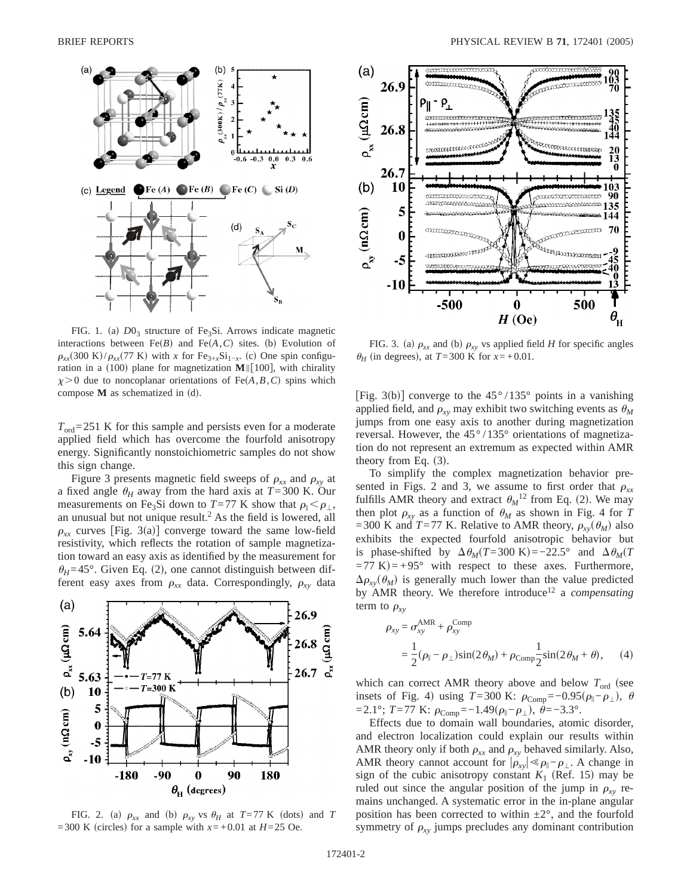FIG. 1. (a) $D0_3$ structure of $Fe_3Si$. Arrows indicate magnetic interactions between Fe($B$) and Fe($A,C$) sites. (b) Evolution of $\rho_{xx}(300\ K)/\rho_{xx}(77\ K)$ with $x$ for $Fe_{3+x}Si_{1-x}$. (c) One spin configuration in a (100) plane for magnetization $\mathbf{M}\|[100]$, with chirality $\chi>0$ due to noncoplanar orientations of Fe($A,B,C$) spins which compose $\mathbf{M}$ as schematized in (d).

$T_{\rm ord}=251$ K for this sample and persists even for a moderate applied field which has overcome the fourfold anisotropy energy. Significantly nonstoichiometric samples do not show this sign change.

Figure 3 presents magnetic field sweeps of $\rho_{xx}$ and $\rho_{xy}$ at a fixed angle $\theta_H$ away from the hard axis at $T=300$ K. Our measurements on $Fe_3Si$ down to $T=77$ K show that $\rho_\|<\rho_\perp$, an unusual but not unique result.[2] As the field is lowered, all $\rho_{xx}$ curves [Fig. 3(a)] converge toward the same low-field resistivity, which reflects the rotation of sample magnetization toward an easy axis as identified by the measurement for $\theta_H=45°$. Given Eq. (2), one cannot distinguish between different easy axes from $\rho_{xx}$ data. Correspondingly, $\rho_{xy}$ data [Fig. 3(b)] converge to the $45°/135°$ points in a vanishing applied field, and $\rho_{xy}$ may exhibit two switching events as $\theta_M$ jumps from one easy axis to another during magnetization reversal. However, the $45°/135°$ orientations of magnetization do not represent an extremum as expected within AMR theory from Eq. (3).

FIG. 2. (a) $\rho_{xx}$ and (b) $\rho_{xy}$ vs $\theta_H$ at $T=77$ K (dots) and $T=300$ K (circles) for a sample with $x=+0.01$ at $H=25$ Oe.

FIG. 3. (a) $\rho_{xx}$ and (b) $\rho_{xy}$ vs applied field $H$ for specific angles $\theta_H$ (in degrees), at $T=300$ K for $x=+0.01$.

To simplify the complex magnetization behavior presented in Figs. 2 and 3, we assume to first order that $\rho_{xx}$ fulfills AMR theory and extract $\theta_M$[12] from Eq. (2). We may then plot $\rho_{xy}$ as a function of $\theta_M$ as shown in Fig. 4 for $T=300$ K and $T=77$ K. Relative to AMR theory, $\rho_{xy}(\theta_M)$ also exhibits the expected fourfold anisotropic behavior but is phase-shifted by $\Delta\theta_M(T=300\ K)=-22.5°$ and $\Delta\theta_M(T=77\ K)=+95°$ with respect to these axes. Furthermore, $\Delta\rho_{xy}(\theta_M)$ is generally much lower than the value predicted by AMR theory. We therefore introduce[12] a *compensating* term to $\rho_{xy}$

$$\rho_{xy}=\sigma_{xy}^{\rm AMR}+\rho_{xy}^{\rm Comp}$$
$$=\frac{1}{2}(\rho_\|-\rho_\perp)\sin(2\theta_M)+\rho_{\rm Comp}\frac{1}{2}\sin(2\theta_M+\theta),\qquad(4)$$

which can correct AMR theory above and below $T_{\rm ord}$ (see insets of Fig. 4) using $T=300$ K: $\rho_{\rm Comp}=-0.95(\rho_\|-\rho_\perp)$, $\theta=2.1°$; $T=77$ K: $\rho_{\rm Comp}=-1.49(\rho_\|-\rho_\perp)$, $\theta=-3.3°$.

Effects due to domain wall boundaries, atomic disorder, and electron localization could explain our results within AMR theory only if both $\rho_{xx}$ and $\rho_{xy}$ behaved similarly. Also, AMR theory cannot account for $|\rho_{xy}|\ll\rho_\|-\rho_\perp$. A change in sign of the cubic anisotropy constant $K_1$ (Ref. 15) may be ruled out since the angular position of the jump in $\rho_{xy}$ remains unchanged. A systematic error in the in-plane angular position has been corrected to within $\pm2°$, and the fourfold symmetry of $\rho_{xy}$ jumps precludes any dominant contribution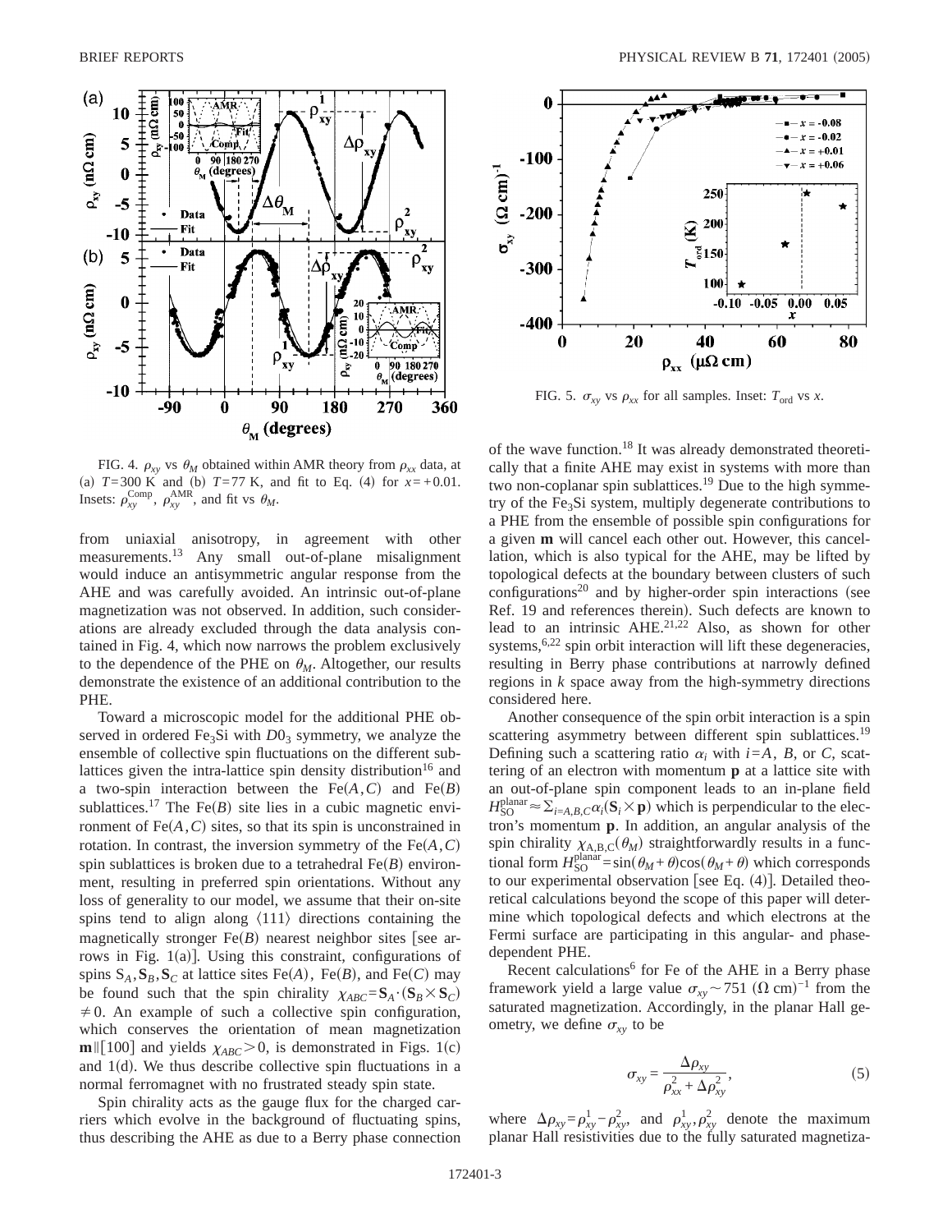FIG. 4. $\rho_{xy}$ vs $\theta_M$ obtained within AMR theory from $\rho_{xx}$ data, at (a) $T=300$ K and (b) $T=77$ K, and fit to Eq. (4) for $x=+0.01$. Insets: $\rho_{xy}^{\text{Comp}}$, $\rho_{xy}^{\text{AMR}}$, and fit vs $\theta_M$.

from uniaxial anisotropy, in agreement with other measurements.[13] Any small out-of-plane misalignment would induce an antisymmetric angular response from the AHE and was carefully avoided. An intrinsic out-of-plane magnetization was not observed. In addition, such considerations are already excluded through the data analysis contained in Fig. 4, which now narrows the problem exclusively to the dependence of the PHE on $\theta_M$. Altogether, our results demonstrate the existence of an additional contribution to the PHE.

Toward a microscopic model for the additional PHE observed in ordered $Fe_3Si$ with $D0_3$ symmetry, we analyze the ensemble of collective spin fluctuations on the different sublattices given the intra-lattice spin density distribution[16] and a two-spin interaction between the Fe($A,C$) and Fe($B$) sublattices.[17] The Fe($B$) site lies in a cubic magnetic environment of Fe($A,C$) sites, so that its spin is unconstrained in rotation. In contrast, the inversion symmetry of the Fe($A,C$) spin sublattices is broken due to a tetrahedral Fe($B$) environment, resulting in preferred spin orientations. Without any loss of generality to our model, we assume that their on-site spins tend to align along $\langle 111\rangle$ directions containing the magnetically stronger Fe($B$) nearest neighbor sites [see arrows in Fig. 1(a)]. Using this constraint, configurations of spins $\mathbf{S}_A, \mathbf{S}_B, \mathbf{S}_C$ at lattice sites Fe($A$), Fe($B$), and Fe($C$) may be found such that the spin chirality $\chi_{ABC}=\mathbf{S}_A\cdot(\mathbf{S}_B\times\mathbf{S}_C)\neq 0$. An example of such a collective spin configuration, which conserves the orientation of mean magnetization $\mathbf{m}\parallel[100]$ and yields $\chi_{ABC}>0$, is demonstrated in Figs. 1(c) and 1(d). We thus describe collective spin fluctuations in a normal ferromagnet with no frustrated steady spin state.

Spin chirality acts as the gauge flux for the charged carriers which evolve in the background of fluctuating spins, thus describing the AHE as due to a Berry phase connection of the wave function.[18] It was already demonstrated theoretically that a finite AHE may exist in systems with more than two non-coplanar spin sublattices.[19] Due to the high symmetry of the $Fe_3Si$ system, multiply degenerate contributions to a PHE from the ensemble of possible spin configurations for a given $\mathbf{m}$ will cancel each other out. However, this cancellation, which is also typical for the AHE, may be lifted by topological defects at the boundary between clusters of such configurations[20] and by higher-order spin interactions (see Ref. 19 and references therein). Such defects are known to lead to an intrinsic AHE.[21,22] Also, as shown for other systems,[6,22] spin orbit interaction will lift these degeneracies, resulting in Berry phase contributions at narrowly defined regions in $k$ space away from the high-symmetry directions considered here.

Another consequence of the spin orbit interaction is a spin scattering asymmetry between different spin sublattices.[19] Defining such a scattering ratio $\alpha_i$ with $i=A$, $B$, or $C$, scattering of an electron with momentum $\mathbf{p}$ at a lattice site with an out-of-plane spin component leads to an in-plane field $H_{\text{SO}}^{\text{planar}}\approx\sum_{i=A,B,C}\alpha_i(\mathbf{S}_i\times\mathbf{p})$ which is perpendicular to the electron's momentum $\mathbf{p}$. In addition, an angular analysis of the spin chirality $\chi_{A,B,C}(\theta_M)$ straightforwardly results in a functional form $H_{\text{SO}}^{\text{planar}}=\sin(\theta_M+\theta)\cos(\theta_M+\theta)$ which corresponds to our experimental observation [see Eq. (4)]. Detailed theoretical calculations beyond the scope of this paper will determine which topological defects and which electrons at the Fermi surface are participating in this angular- and phase-dependent PHE.

FIG. 5. $\sigma_{xy}$ vs $\rho_{xx}$ for all samples. Inset: $T_{\text{ord}}$ vs $x$.

Recent calculations[6] for Fe of the AHE in a Berry phase framework yield a large value $\sigma_{xy}\sim 751\ (\Omega\ \text{cm})^{-1}$ from the saturated magnetization. Accordingly, in the planar Hall geometry, we define $\sigma_{xy}$ to be

$$\sigma_{xy}=\frac{\Delta\rho_{xy}}{\rho_{xx}^2+\Delta\rho_{xy}^2},\tag{5}$$

where $\Delta\rho_{xy}=\rho_{xy}^1-\rho_{xy}^2$, and $\rho_{xy}^1,\rho_{xy}^2$ denote the maximum planar Hall resistivities due to the fully saturated magnetiza-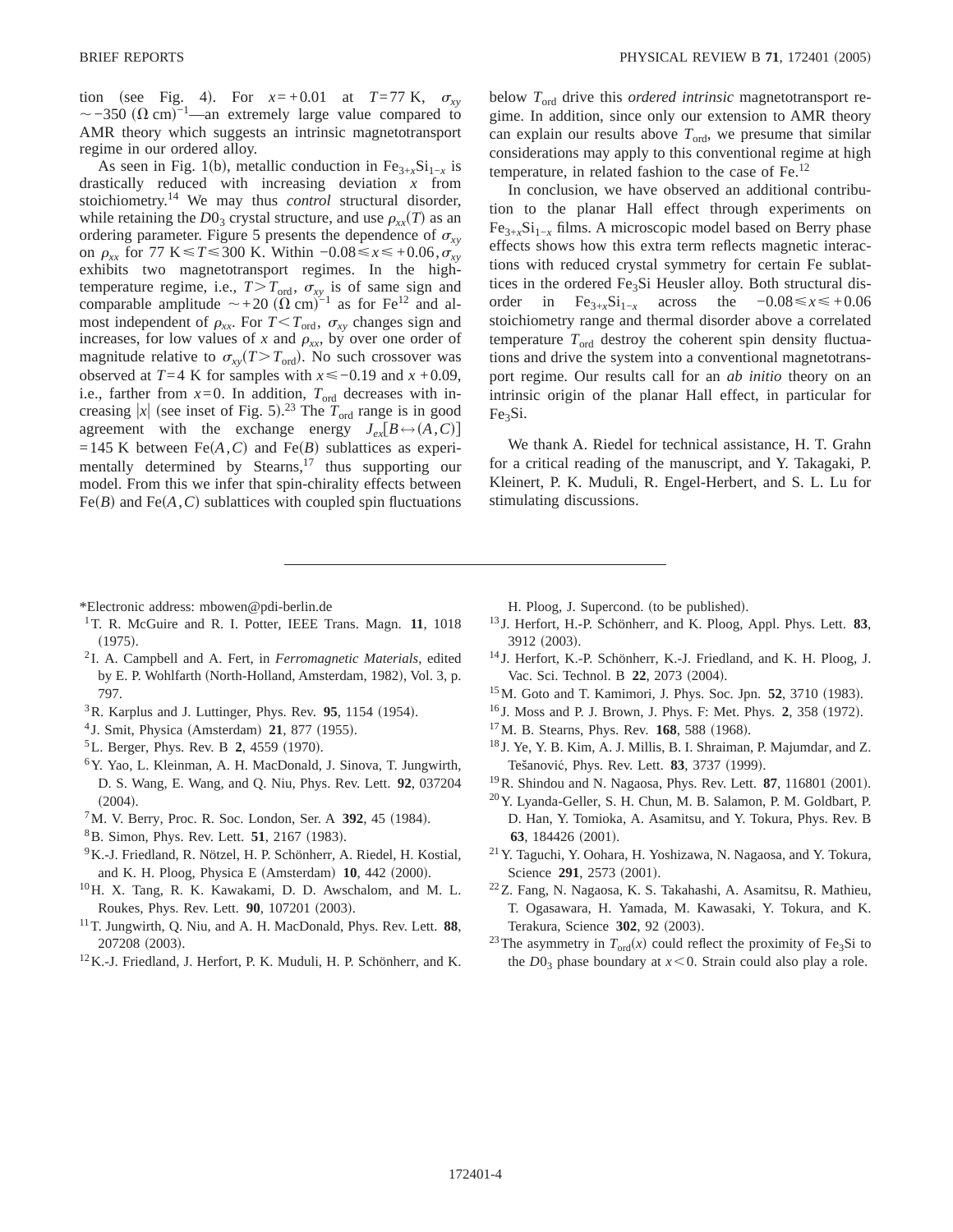tion (see Fig. 4). For $x=+0.01$ at $T=77$ K, $\sigma_{xy} \sim -350\ (\Omega\ \mathrm{cm})^{-1}$—an extremely large value compared to AMR theory which suggests an intrinsic magnetotransport regime in our ordered alloy.

As seen in Fig. 1(b), metallic conduction in $Fe_{3+x}Si_{1-x}$ is drastically reduced with increasing deviation $x$ from stoichiometry.[14] We may thus *control* structural disorder, while retaining the $D0_3$ crystal structure, and use $\rho_{xx}(T)$ as an ordering parameter. Figure 5 presents the dependence of $\sigma_{xy}$ on $\rho_{xx}$ for 77 K$\leqslant T \leqslant$300 K. Within $-0.08 \leqslant x \leqslant +0.06$, $\sigma_{xy}$ exhibits two magnetotransport regimes. In the high-temperature regime, i.e., $T > T_{\mathrm{ord}}$, $\sigma_{xy}$ is of same sign and comparable amplitude $\sim +20\ (\Omega\ \mathrm{cm})^{-1}$ as for Fe[12] and almost independent of $\rho_{xx}$. For $T < T_{\mathrm{ord}}$, $\sigma_{xy}$ changes sign and increases, for low values of $x$ and $\rho_{xx}$, by over one order of magnitude relative to $\sigma_{xy}(T > T_{\mathrm{ord}})$. No such crossover was observed at $T=4$ K for samples with $x \leqslant -0.19$ and $x+0.09$, i.e., farther from $x=0$. In addition, $T_{\mathrm{ord}}$ decreases with increasing $|x|$ (see inset of Fig. 5).[23] The $T_{\mathrm{ord}}$ range is in good agreement with the exchange energy $J_{ex}[B \leftrightarrow (A,C)] = 145$ K between Fe$(A,C)$ and Fe$(B)$ sublattices as experimentally determined by Stearns,[17] thus supporting our model. From this we infer that spin-chirality effects between Fe$(B)$ and Fe$(A,C)$ sublattices with coupled spin fluctuations below $T_{\mathrm{ord}}$ drive this *ordered intrinsic* magnetotransport regime. In addition, since only our extension to AMR theory can explain our results above $T_{\mathrm{ord}}$, we presume that similar considerations may apply to this conventional regime at high temperature, in related fashion to the case of Fe.[12]

In conclusion, we have observed an additional contribution to the planar Hall effect through experiments on $Fe_{3+x}Si_{1-x}$ films. A microscopic model based on Berry phase effects shows how this extra term reflects magnetic interactions with reduced crystal symmetry for certain Fe sublattices in the ordered $Fe_3Si$ Heusler alloy. Both structural disorder in $Fe_{3+x}Si_{1-x}$ across the $-0.08 \leqslant x \leqslant +0.06$ stoichiometry range and thermal disorder above a correlated temperature $T_{\mathrm{ord}}$ destroy the coherent spin density fluctuations and drive the system into a conventional magnetotransport regime. Our results call for an *ab initio* theory on an intrinsic origin of the planar Hall effect, in particular for $Fe_3Si$.

We thank A. Riedel for technical assistance, H. T. Grahn for a critical reading of the manuscript, and Y. Takagaki, P. Kleinert, P. K. Muduli, R. Engel-Herbert, and S. L. Lu for stimulating discussions.

---

*Electronic address: mbowen@pdi-berlin.de

[1] T. R. McGuire and R. I. Potter, IEEE Trans. Magn. **11**, 1018 (1975).

[2] I. A. Campbell and A. Fert, in *Ferromagnetic Materials*, edited by E. P. Wohlfarth (North-Holland, Amsterdam, 1982), Vol. 3, p. 797.

[3] R. Karplus and J. Luttinger, Phys. Rev. **95**, 1154 (1954).

[4] J. Smit, Physica (Amsterdam) **21**, 877 (1955).

[5] L. Berger, Phys. Rev. B **2**, 4559 (1970).

[6] Y. Yao, L. Kleinman, A. H. MacDonald, J. Sinova, T. Jungwirth, D. S. Wang, E. Wang, and Q. Niu, Phys. Rev. Lett. **92**, 037204 (2004).

[7] M. V. Berry, Proc. R. Soc. London, Ser. A **392**, 45 (1984).

[8] B. Simon, Phys. Rev. Lett. **51**, 2167 (1983).

[9] K.-J. Friedland, R. Nötzel, H. P. Schönherr, A. Riedel, H. Kostial, and K. H. Ploog, Physica E (Amsterdam) **10**, 442 (2000).

[10] H. X. Tang, R. K. Kawakami, D. D. Awschalom, and M. L. Roukes, Phys. Rev. Lett. **90**, 107201 (2003).

[11] T. Jungwirth, Q. Niu, and A. H. MacDonald, Phys. Rev. Lett. **88**, 207208 (2003).

[12] K.-J. Friedland, J. Herfort, P. K. Muduli, H. P. Schönherr, and K. H. Ploog, J. Supercond. (to be published).

[13] J. Herfort, H.-P. Schönherr, and K. Ploog, Appl. Phys. Lett. **83**, 3912 (2003).

[14] J. Herfort, K.-P. Schönherr, K.-J. Friedland, and K. H. Ploog, J. Vac. Sci. Technol. B **22**, 2073 (2004).

[15] M. Goto and T. Kamimori, J. Phys. Soc. Jpn. **52**, 3710 (1983).

[16] J. Moss and P. J. Brown, J. Phys. F: Met. Phys. **2**, 358 (1972).

[17] M. B. Stearns, Phys. Rev. **168**, 588 (1968).

[18] J. Ye, Y. B. Kim, A. J. Millis, B. I. Shraiman, P. Majumdar, and Z. Tešanović, Phys. Rev. Lett. **83**, 3737 (1999).

[19] R. Shindou and N. Nagaosa, Phys. Rev. Lett. **87**, 116801 (2001).

[20] Y. Lyanda-Geller, S. H. Chun, M. B. Salamon, P. M. Goldbart, P. D. Han, Y. Tomioka, A. Asamitsu, and Y. Tokura, Phys. Rev. B **63**, 184426 (2001).

[21] Y. Taguchi, Y. Oohara, H. Yoshizawa, N. Nagaosa, and Y. Tokura, Science **291**, 2573 (2001).

[22] Z. Fang, N. Nagaosa, K. S. Takahashi, A. Asamitsu, R. Mathieu, T. Ogasawara, H. Yamada, M. Kawasaki, Y. Tokura, and K. Terakura, Science **302**, 92 (2003).

[23] The asymmetry in $T_{\mathrm{ord}}(x)$ could reflect the proximity of $Fe_3Si$ to the $D0_3$ phase boundary at $x<0$. Strain could also play a role.